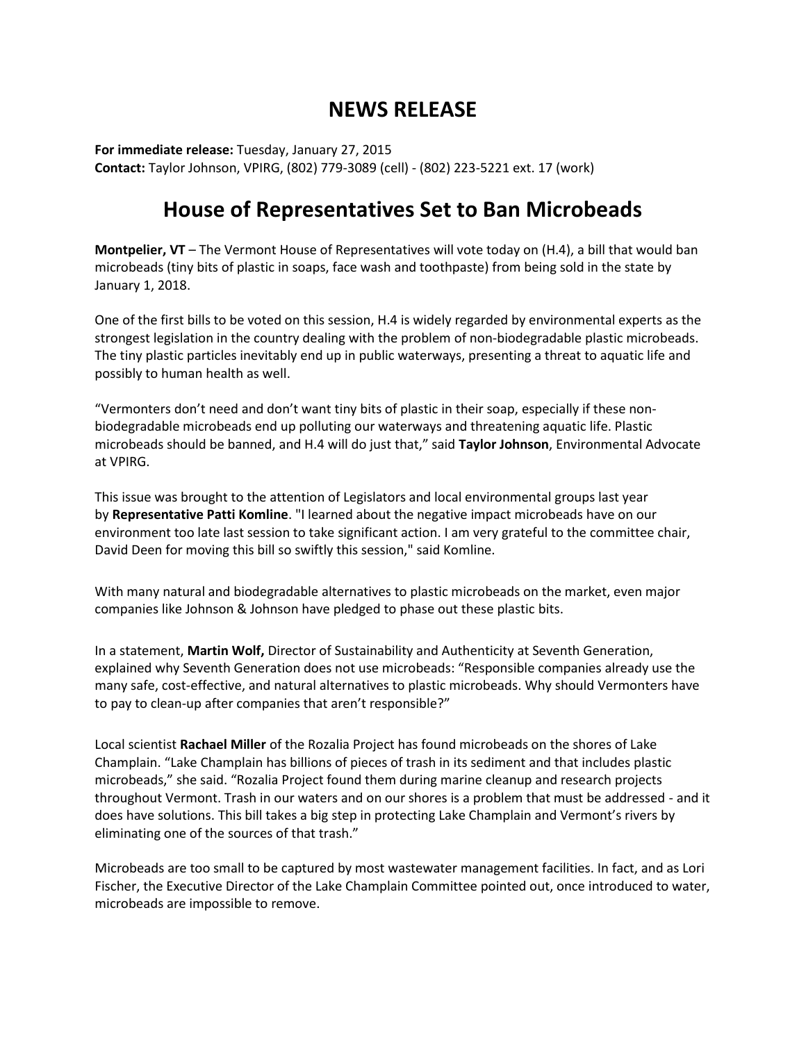# NEWS RELEASE

**For immediate release:** Tuesday, January 27, 2015
**Contact:** Taylor Johnson, VPIRG, (802) 779-3089 (cell) - (802) 223-5221 ext. 17 (work)

# House of Representatives Set to Ban Microbeads

**Montpelier, VT** – The Vermont House of Representatives will vote today on (H.4), a bill that would ban microbeads (tiny bits of plastic in soaps, face wash and toothpaste) from being sold in the state by January 1, 2018.

One of the first bills to be voted on this session, H.4 is widely regarded by environmental experts as the strongest legislation in the country dealing with the problem of non-biodegradable plastic microbeads. The tiny plastic particles inevitably end up in public waterways, presenting a threat to aquatic life and possibly to human health as well.

"Vermonters don't need and don't want tiny bits of plastic in their soap, especially if these non-biodegradable microbeads end up polluting our waterways and threatening aquatic life. Plastic microbeads should be banned, and H.4 will do just that," said **Taylor Johnson**, Environmental Advocate at VPIRG.

This issue was brought to the attention of Legislators and local environmental groups last year by **Representative Patti Komline**. "I learned about the negative impact microbeads have on our environment too late last session to take significant action. I am very grateful to the committee chair, David Deen for moving this bill so swiftly this session," said Komline.

With many natural and biodegradable alternatives to plastic microbeads on the market, even major companies like Johnson & Johnson have pledged to phase out these plastic bits.

In a statement, **Martin Wolf,** Director of Sustainability and Authenticity at Seventh Generation, explained why Seventh Generation does not use microbeads: "Responsible companies already use the many safe, cost-effective, and natural alternatives to plastic microbeads. Why should Vermonters have to pay to clean-up after companies that aren't responsible?"

Local scientist **Rachael Miller** of the Rozalia Project has found microbeads on the shores of Lake Champlain. "Lake Champlain has billions of pieces of trash in its sediment and that includes plastic microbeads," she said. "Rozalia Project found them during marine cleanup and research projects throughout Vermont. Trash in our waters and on our shores is a problem that must be addressed - and it does have solutions. This bill takes a big step in protecting Lake Champlain and Vermont's rivers by eliminating one of the sources of that trash."

Microbeads are too small to be captured by most wastewater management facilities. In fact, and as Lori Fischer, the Executive Director of the Lake Champlain Committee pointed out, once introduced to water, microbeads are impossible to remove.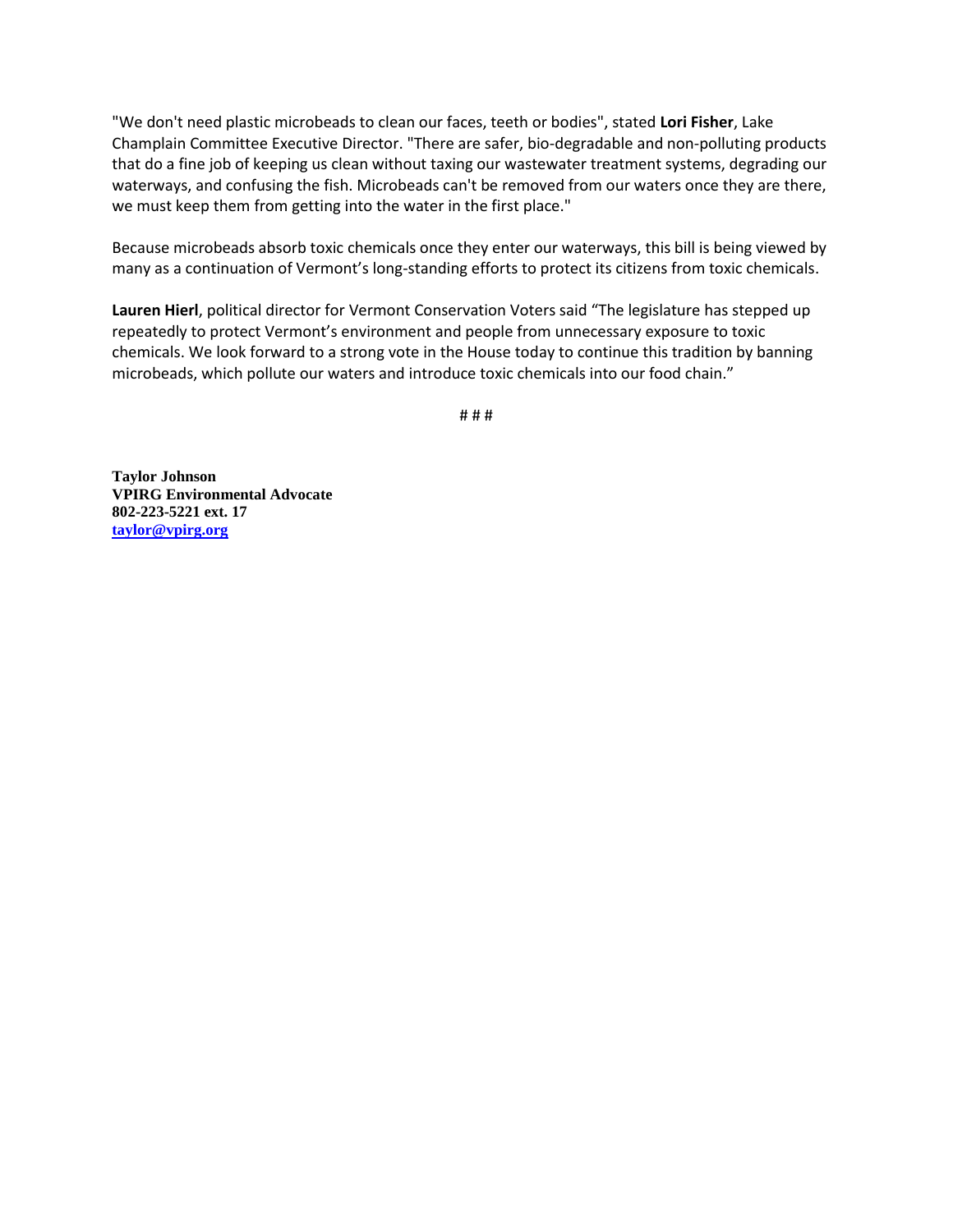"We don't need plastic microbeads to clean our faces, teeth or bodies", stated **Lori Fisher**, Lake Champlain Committee Executive Director. "There are safer, bio-degradable and non-polluting products that do a fine job of keeping us clean without taxing our wastewater treatment systems, degrading our waterways, and confusing the fish. Microbeads can't be removed from our waters once they are there, we must keep them from getting into the water in the first place."

Because microbeads absorb toxic chemicals once they enter our waterways, this bill is being viewed by many as a continuation of Vermont's long-standing efforts to protect its citizens from toxic chemicals.

**Lauren Hierl**, political director for Vermont Conservation Voters said "The legislature has stepped up repeatedly to protect Vermont's environment and people from unnecessary exposure to toxic chemicals. We look forward to a strong vote in the House today to continue this tradition by banning microbeads, which pollute our waters and introduce toxic chemicals into our food chain."

# # #

**Taylor Johnson**
**VPIRG Environmental Advocate**
**802-223-5221 ext. 17**
**taylor@vpirg.org**